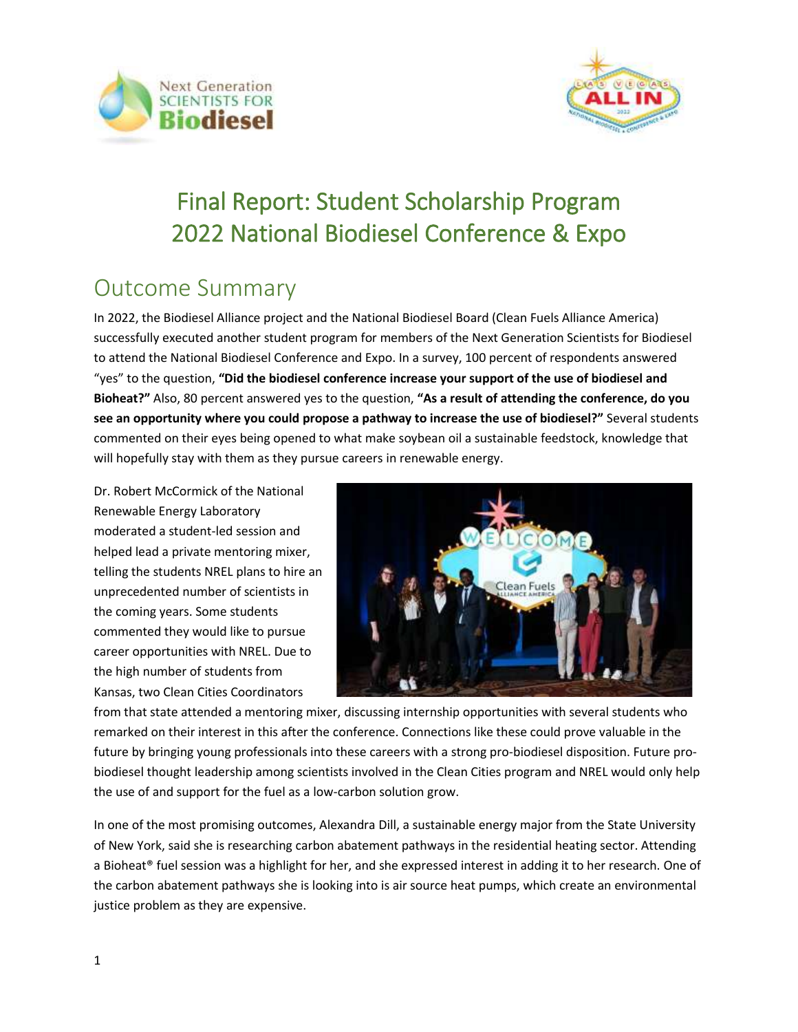# Final Report: Student Scholarship Program 2022 National Biodiesel Conference & Expo

## Outcome Summary

In 2022, the Biodiesel Alliance project and the National Biodiesel Board (Clean Fuels Alliance America) successfully executed another student program for members of the Next Generation Scientists for Biodiesel to attend the National Biodiesel Conference and Expo. In a survey, 100 percent of respondents answered "yes" to the question, **"Did the biodiesel conference increase your support of the use of biodiesel and Bioheat?"** Also, 80 percent answered yes to the question, **"As a result of attending the conference, do you see an opportunity where you could propose a pathway to increase the use of biodiesel?"** Several students commented on their eyes being opened to what make soybean oil a sustainable feedstock, knowledge that will hopefully stay with them as they pursue careers in renewable energy.

Dr. Robert McCormick of the National Renewable Energy Laboratory moderated a student-led session and helped lead a private mentoring mixer, telling the students NREL plans to hire an unprecedented number of scientists in the coming years. Some students commented they would like to pursue career opportunities with NREL. Due to the high number of students from Kansas, two Clean Cities Coordinators from that state attended a mentoring mixer, discussing internship opportunities with several students who remarked on their interest in this after the conference. Connections like these could prove valuable in the future by bringing young professionals into these careers with a strong pro-biodiesel disposition. Future pro-biodiesel thought leadership among scientists involved in the Clean Cities program and NREL would only help the use of and support for the fuel as a low-carbon solution grow.

In one of the most promising outcomes, Alexandra Dill, a sustainable energy major from the State University of New York, said she is researching carbon abatement pathways in the residential heating sector. Attending a Bioheat® fuel session was a highlight for her, and she expressed interest in adding it to her research. One of the carbon abatement pathways she is looking into is air source heat pumps, which create an environmental justice problem as they are expensive.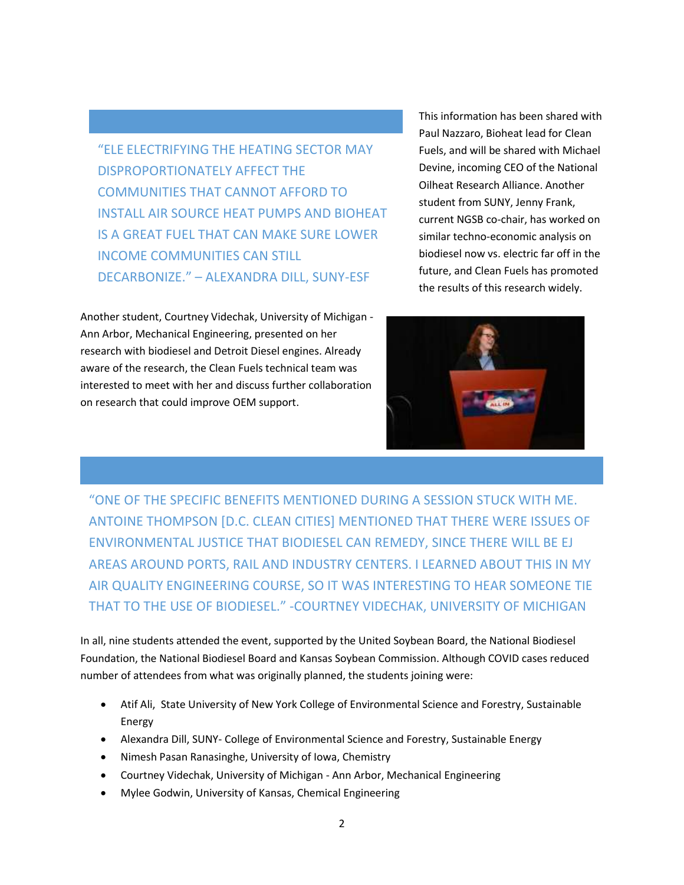> "ELE ELECTRIFYING THE HEATING SECTOR MAY DISPROPORTIONATELY AFFECT THE COMMUNITIES THAT CANNOT AFFORD TO INSTALL AIR SOURCE HEAT PUMPS AND BIOHEAT IS A GREAT FUEL THAT CAN MAKE SURE LOWER INCOME COMMUNITIES CAN STILL DECARBONIZE." – ALEXANDRA DILL, SUNY-ESF

This information has been shared with Paul Nazzaro, Bioheat lead for Clean Fuels, and will be shared with Michael Devine, incoming CEO of the National Oilheat Research Alliance. Another student from SUNY, Jenny Frank, current NGSB co-chair, has worked on similar techno-economic analysis on biodiesel now vs. electric far off in the future, and Clean Fuels has promoted the results of this research widely.

Another student, Courtney Videchak, University of Michigan - Ann Arbor, Mechanical Engineering, presented on her research with biodiesel and Detroit Diesel engines. Already aware of the research, the Clean Fuels technical team was interested to meet with her and discuss further collaboration on research that could improve OEM support.

> "ONE OF THE SPECIFIC BENEFITS MENTIONED DURING A SESSION STUCK WITH ME. ANTOINE THOMPSON [D.C. CLEAN CITIES] MENTIONED THAT THERE WERE ISSUES OF ENVIRONMENTAL JUSTICE THAT BIODIESEL CAN REMEDY, SINCE THERE WILL BE EJ AREAS AROUND PORTS, RAIL AND INDUSTRY CENTERS. I LEARNED ABOUT THIS IN MY AIR QUALITY ENGINEERING COURSE, SO IT WAS INTERESTING TO HEAR SOMEONE TIE THAT TO THE USE OF BIODIESEL." -COURTNEY VIDECHAK, UNIVERSITY OF MICHIGAN

In all, nine students attended the event, supported by the United Soybean Board, the National Biodiesel Foundation, the National Biodiesel Board and Kansas Soybean Commission. Although COVID cases reduced number of attendees from what was originally planned, the students joining were:

- Atif Ali, State University of New York College of Environmental Science and Forestry, Sustainable Energy
- Alexandra Dill, SUNY- College of Environmental Science and Forestry, Sustainable Energy
- Nimesh Pasan Ranasinghe, University of Iowa, Chemistry
- Courtney Videchak, University of Michigan - Ann Arbor, Mechanical Engineering
- Mylee Godwin, University of Kansas, Chemical Engineering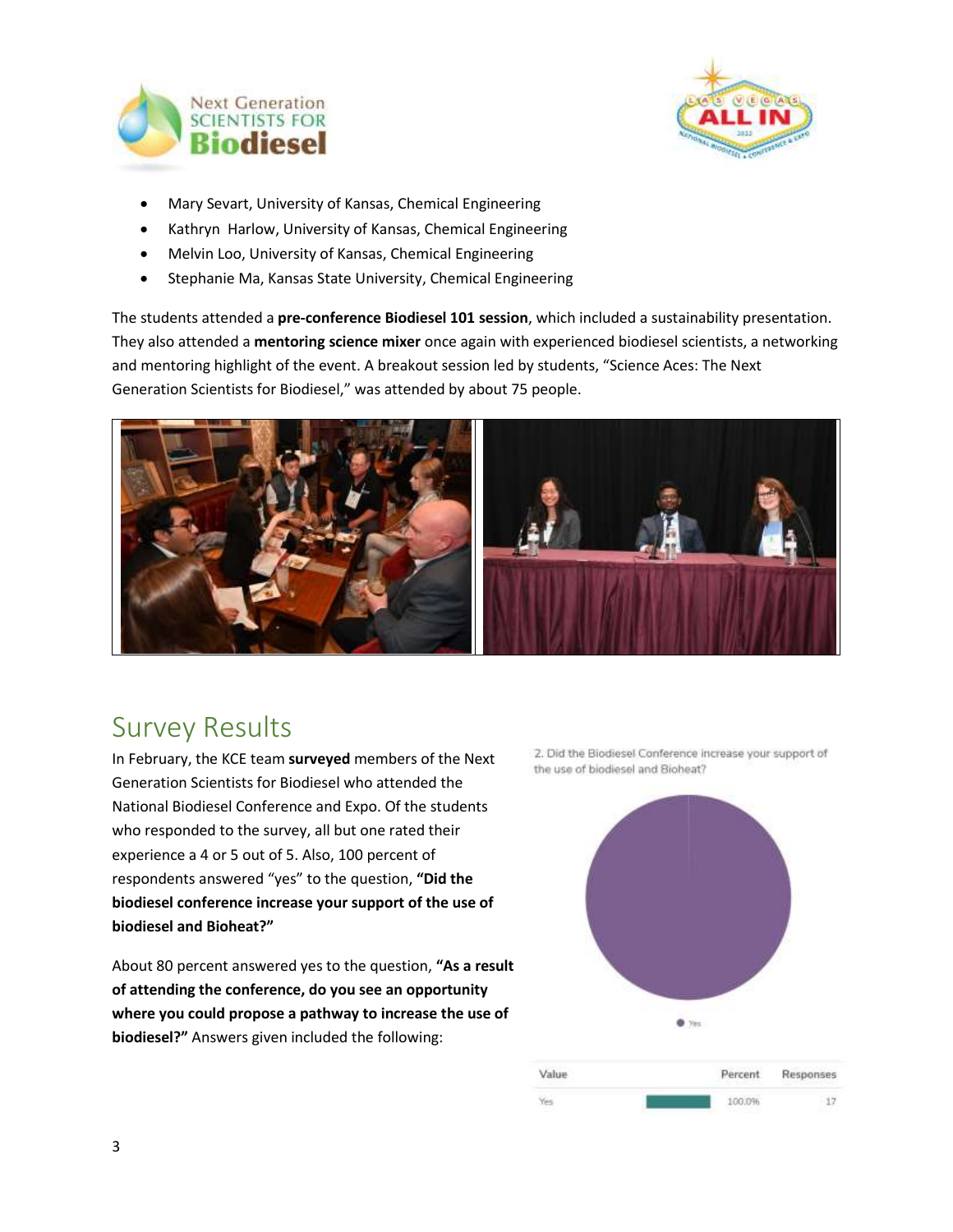- Mary Sevart, University of Kansas, Chemical Engineering
- Kathryn Harlow, University of Kansas, Chemical Engineering
- Melvin Loo, University of Kansas, Chemical Engineering
- Stephanie Ma, Kansas State University, Chemical Engineering

The students attended a **pre-conference Biodiesel 101 session**, which included a sustainability presentation. They also attended a **mentoring science mixer** once again with experienced biodiesel scientists, a networking and mentoring highlight of the event. A breakout session led by students, "Science Aces: The Next Generation Scientists for Biodiesel," was attended by about 75 people.

## Survey Results

In February, the KCE team **surveyed** members of the Next Generation Scientists for Biodiesel who attended the National Biodiesel Conference and Expo. Of the students who responded to the survey, all but one rated their experience a 4 or 5 out of 5. Also, 100 percent of respondents answered "yes" to the question, **"Did the biodiesel conference increase your support of the use of biodiesel and Bioheat?"**

About 80 percent answered yes to the question, **"As a result of attending the conference, do you see an opportunity where you could propose a pathway to increase the use of biodiesel?"** Answers given included the following:

2. Did the Biodiesel Conference increase your support of the use of biodiesel and Bioheat?

| Value | Percent | Responses |
|---|---|---|
| Yes | 100.0% | 17 |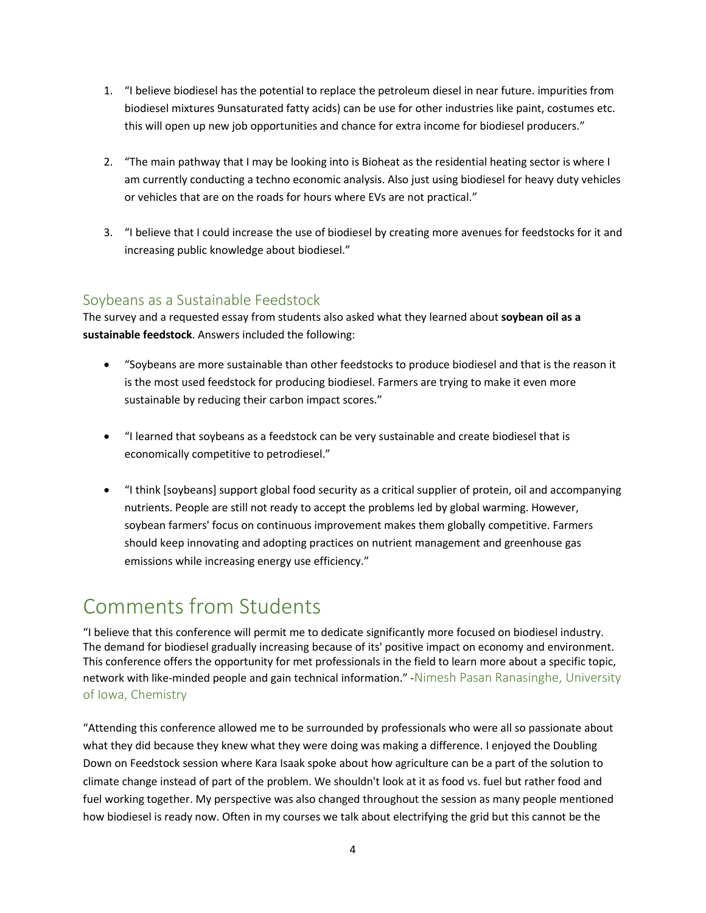1. "I believe biodiesel has the potential to replace the petroleum diesel in near future. impurities from biodiesel mixtures 9unsaturated fatty acids) can be use for other industries like paint, costumes etc. this will open up new job opportunities and chance for extra income for biodiesel producers."

2. "The main pathway that I may be looking into is Bioheat as the residential heating sector is where I am currently conducting a techno economic analysis. Also just using biodiesel for heavy duty vehicles or vehicles that are on the roads for hours where EVs are not practical."

3. "I believe that I could increase the use of biodiesel by creating more avenues for feedstocks for it and increasing public knowledge about biodiesel."

## Soybeans as a Sustainable Feedstock

The survey and a requested essay from students also asked what they learned about **soybean oil as a sustainable feedstock**. Answers included the following:

- "Soybeans are more sustainable than other feedstocks to produce biodiesel and that is the reason it is the most used feedstock for producing biodiesel. Farmers are trying to make it even more sustainable by reducing their carbon impact scores."

- "I learned that soybeans as a feedstock can be very sustainable and create biodiesel that is economically competitive to petrodiesel."

- "I think [soybeans] support global food security as a critical supplier of protein, oil and accompanying nutrients. People are still not ready to accept the problems led by global warming. However, soybean farmers' focus on continuous improvement makes them globally competitive. Farmers should keep innovating and adopting practices on nutrient management and greenhouse gas emissions while increasing energy use efficiency."

# Comments from Students

"I believe that this conference will permit me to dedicate significantly more focused on biodiesel industry. The demand for biodiesel gradually increasing because of its' positive impact on economy and environment. This conference offers the opportunity for met professionals in the field to learn more about a specific topic, network with like-minded people and gain technical information." -Nimesh Pasan Ranasinghe, University of Iowa, Chemistry

"Attending this conference allowed me to be surrounded by professionals who were all so passionate about what they did because they knew what they were doing was making a difference. I enjoyed the Doubling Down on Feedstock session where Kara Isaak spoke about how agriculture can be a part of the solution to climate change instead of part of the problem. We shouldn't look at it as food vs. fuel but rather food and fuel working together. My perspective was also changed throughout the session as many people mentioned how biodiesel is ready now. Often in my courses we talk about electrifying the grid but this cannot be the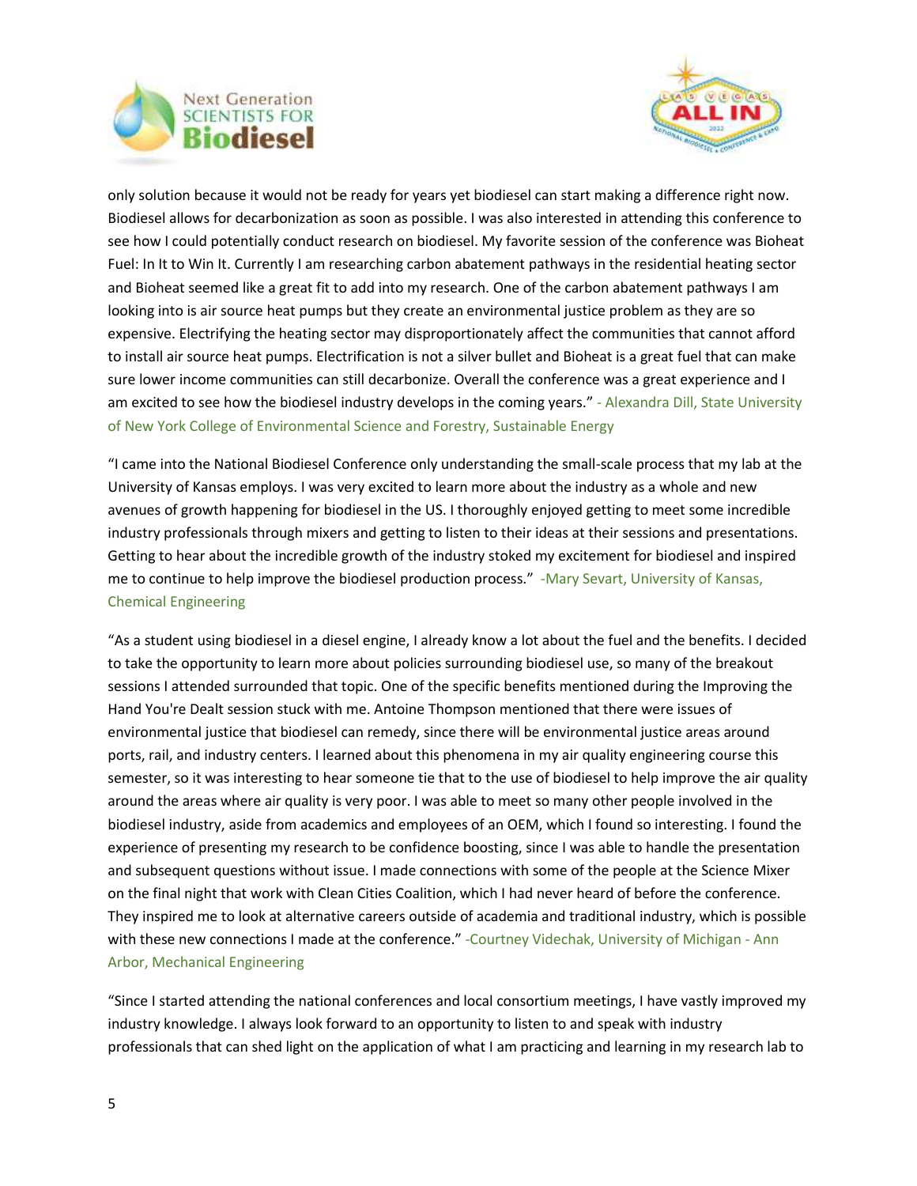only solution because it would not be ready for years yet biodiesel can start making a difference right now. Biodiesel allows for decarbonization as soon as possible. I was also interested in attending this conference to see how I could potentially conduct research on biodiesel. My favorite session of the conference was Bioheat Fuel: In It to Win It. Currently I am researching carbon abatement pathways in the residential heating sector and Bioheat seemed like a great fit to add into my research. One of the carbon abatement pathways I am looking into is air source heat pumps but they create an environmental justice problem as they are so expensive. Electrifying the heating sector may disproportionately affect the communities that cannot afford to install air source heat pumps. Electrification is not a silver bullet and Bioheat is a great fuel that can make sure lower income communities can still decarbonize. Overall the conference was a great experience and I am excited to see how the biodiesel industry develops in the coming years." - Alexandra Dill, State University of New York College of Environmental Science and Forestry, Sustainable Energy

"I came into the National Biodiesel Conference only understanding the small-scale process that my lab at the University of Kansas employs. I was very excited to learn more about the industry as a whole and new avenues of growth happening for biodiesel in the US. I thoroughly enjoyed getting to meet some incredible industry professionals through mixers and getting to listen to their ideas at their sessions and presentations. Getting to hear about the incredible growth of the industry stoked my excitement for biodiesel and inspired me to continue to help improve the biodiesel production process." -Mary Sevart, University of Kansas, Chemical Engineering

"As a student using biodiesel in a diesel engine, I already know a lot about the fuel and the benefits. I decided to take the opportunity to learn more about policies surrounding biodiesel use, so many of the breakout sessions I attended surrounded that topic. One of the specific benefits mentioned during the Improving the Hand You're Dealt session stuck with me. Antoine Thompson mentioned that there were issues of environmental justice that biodiesel can remedy, since there will be environmental justice areas around ports, rail, and industry centers. I learned about this phenomena in my air quality engineering course this semester, so it was interesting to hear someone tie that to the use of biodiesel to help improve the air quality around the areas where air quality is very poor. I was able to meet so many other people involved in the biodiesel industry, aside from academics and employees of an OEM, which I found so interesting. I found the experience of presenting my research to be confidence boosting, since I was able to handle the presentation and subsequent questions without issue. I made connections with some of the people at the Science Mixer on the final night that work with Clean Cities Coalition, which I had never heard of before the conference. They inspired me to look at alternative careers outside of academia and traditional industry, which is possible with these new connections I made at the conference." -Courtney Videchak, University of Michigan - Ann Arbor, Mechanical Engineering

"Since I started attending the national conferences and local consortium meetings, I have vastly improved my industry knowledge. I always look forward to an opportunity to listen to and speak with industry professionals that can shed light on the application of what I am practicing and learning in my research lab to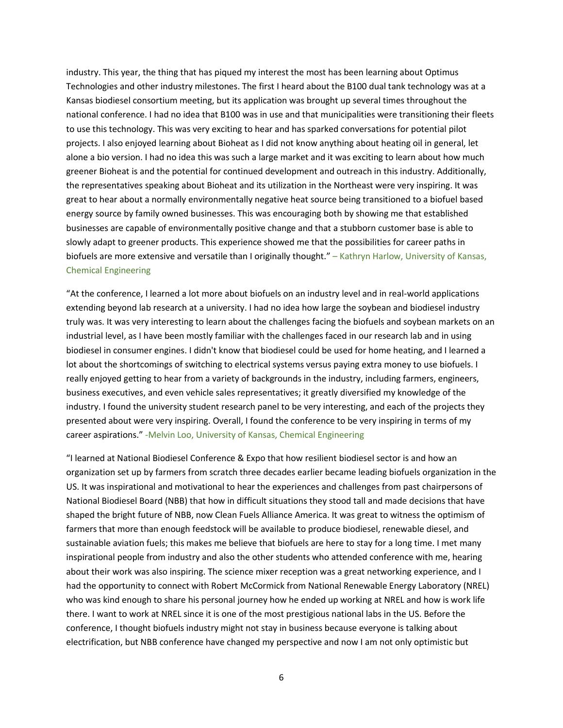industry. This year, the thing that has piqued my interest the most has been learning about Optimus Technologies and other industry milestones. The first I heard about the B100 dual tank technology was at a Kansas biodiesel consortium meeting, but its application was brought up several times throughout the national conference. I had no idea that B100 was in use and that municipalities were transitioning their fleets to use this technology. This was very exciting to hear and has sparked conversations for potential pilot projects. I also enjoyed learning about Bioheat as I did not know anything about heating oil in general, let alone a bio version. I had no idea this was such a large market and it was exciting to learn about how much greener Bioheat is and the potential for continued development and outreach in this industry. Additionally, the representatives speaking about Bioheat and its utilization in the Northeast were very inspiring. It was great to hear about a normally environmentally negative heat source being transitioned to a biofuel based energy source by family owned businesses. This was encouraging both by showing me that established businesses are capable of environmentally positive change and that a stubborn customer base is able to slowly adapt to greener products. This experience showed me that the possibilities for career paths in biofuels are more extensive and versatile than I originally thought." – Kathryn Harlow, University of Kansas, Chemical Engineering

"At the conference, I learned a lot more about biofuels on an industry level and in real-world applications extending beyond lab research at a university. I had no idea how large the soybean and biodiesel industry truly was. It was very interesting to learn about the challenges facing the biofuels and soybean markets on an industrial level, as I have been mostly familiar with the challenges faced in our research lab and in using biodiesel in consumer engines. I didn't know that biodiesel could be used for home heating, and I learned a lot about the shortcomings of switching to electrical systems versus paying extra money to use biofuels. I really enjoyed getting to hear from a variety of backgrounds in the industry, including farmers, engineers, business executives, and even vehicle sales representatives; it greatly diversified my knowledge of the industry. I found the university student research panel to be very interesting, and each of the projects they presented about were very inspiring. Overall, I found the conference to be very inspiring in terms of my career aspirations." -Melvin Loo, University of Kansas, Chemical Engineering

"I learned at National Biodiesel Conference & Expo that how resilient biodiesel sector is and how an organization set up by farmers from scratch three decades earlier became leading biofuels organization in the US. It was inspirational and motivational to hear the experiences and challenges from past chairpersons of National Biodiesel Board (NBB) that how in difficult situations they stood tall and made decisions that have shaped the bright future of NBB, now Clean Fuels Alliance America. It was great to witness the optimism of farmers that more than enough feedstock will be available to produce biodiesel, renewable diesel, and sustainable aviation fuels; this makes me believe that biofuels are here to stay for a long time. I met many inspirational people from industry and also the other students who attended conference with me, hearing about their work was also inspiring. The science mixer reception was a great networking experience, and I had the opportunity to connect with Robert McCormick from National Renewable Energy Laboratory (NREL) who was kind enough to share his personal journey how he ended up working at NREL and how is work life there. I want to work at NREL since it is one of the most prestigious national labs in the US. Before the conference, I thought biofuels industry might not stay in business because everyone is talking about electrification, but NBB conference have changed my perspective and now I am not only optimistic but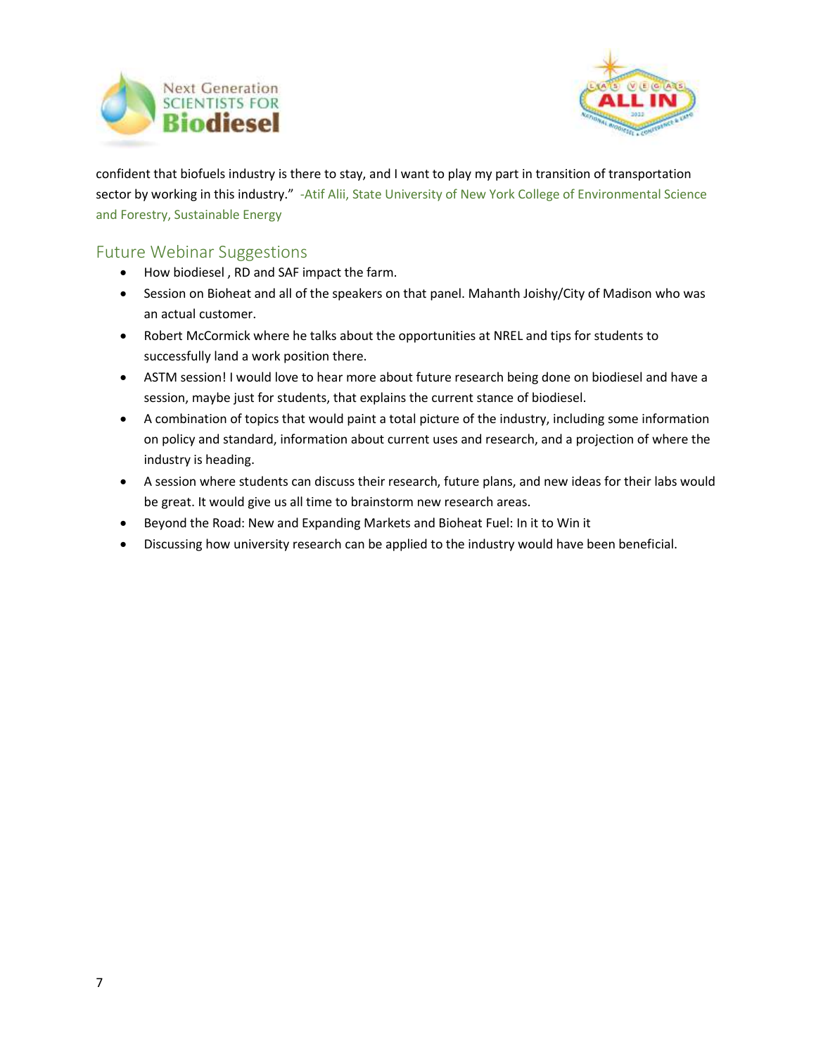confident that biofuels industry is there to stay, and I want to play my part in transition of transportation sector by working in this industry." -Atif Alii, State University of New York College of Environmental Science and Forestry, Sustainable Energy

## Future Webinar Suggestions

- How biodiesel , RD and SAF impact the farm.
- Session on Bioheat and all of the speakers on that panel. Mahanth Joishy/City of Madison who was an actual customer.
- Robert McCormick where he talks about the opportunities at NREL and tips for students to successfully land a work position there.
- ASTM session! I would love to hear more about future research being done on biodiesel and have a session, maybe just for students, that explains the current stance of biodiesel.
- A combination of topics that would paint a total picture of the industry, including some information on policy and standard, information about current uses and research, and a projection of where the industry is heading.
- A session where students can discuss their research, future plans, and new ideas for their labs would be great. It would give us all time to brainstorm new research areas.
- Beyond the Road: New and Expanding Markets and Bioheat Fuel: In it to Win it
- Discussing how university research can be applied to the industry would have been beneficial.